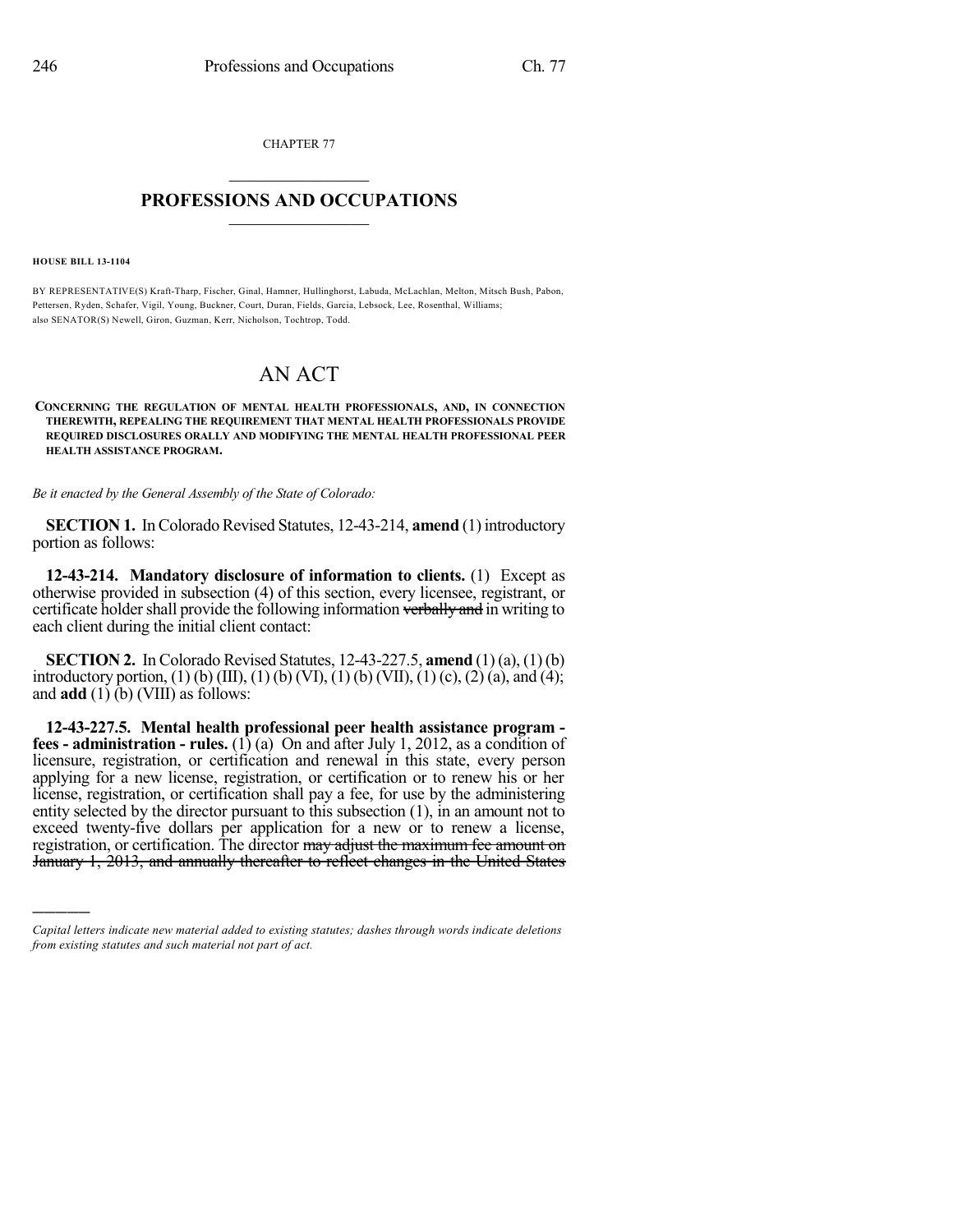CHAPTER 77

# PROFESSIONS AND OCCUPATIONS

**HOUSE BILL 13-1104**

BY REPRESENTATIVE(S) Kraft-Tharp, Fischer, Ginal, Hamner, Hullinghorst, Labuda, McLachlan, Melton, Mitsch Bush, Pabon, Pettersen, Ryden, Schafer, Vigil, Young, Buckner, Court, Duran, Fields, Garcia, Lebsock, Lee, Rosenthal, Williams; also SENATOR(S) Newell, Giron, Guzman, Kerr, Nicholson, Tochtrop, Todd.

# AN ACT

**CONCERNING THE REGULATION OF MENTAL HEALTH PROFESSIONALS, AND, IN CONNECTION THEREWITH, REPEALING THE REQUIREMENT THAT MENTAL HEALTH PROFESSIONALS PROVIDE REQUIRED DISCLOSURES ORALLY AND MODIFYING THE MENTAL HEALTH PROFESSIONAL PEER HEALTH ASSISTANCE PROGRAM.**

*Be it enacted by the General Assembly of the State of Colorado:*

**SECTION 1.** In Colorado Revised Statutes, 12-43-214, **amend** (1) introductory portion as follows:

**12-43-214. Mandatory disclosure of information to clients.** (1) Except as otherwise provided in subsection (4) of this section, every licensee, registrant, or certificate holder shall provide the following information ~~verbally and~~ in writing to each client during the initial client contact:

**SECTION 2.** In Colorado Revised Statutes, 12-43-227.5, **amend** (1) (a), (1) (b) introductory portion, (1) (b) (III), (1) (b) (VI), (1) (b) (VII), (1) (c), (2) (a), and (4); and **add** (1) (b) (VIII) as follows:

**12-43-227.5. Mental health professional peer health assistance program - fees - administration - rules.** (1) (a) On and after July 1, 2012, as a condition of licensure, registration, or certification and renewal in this state, every person applying for a new license, registration, or certification or to renew his or her license, registration, or certification shall pay a fee, for use by the administering entity selected by the director pursuant to this subsection (1), in an amount not to exceed twenty-five dollars per application for a new or to renew a license, registration, or certification. The director ~~may adjust the maximum fee amount on January 1, 2013, and annually thereafter to reflect changes in the United States~~

*Capital letters indicate new material added to existing statutes; dashes through words indicate deletions from existing statutes and such material not part of act.*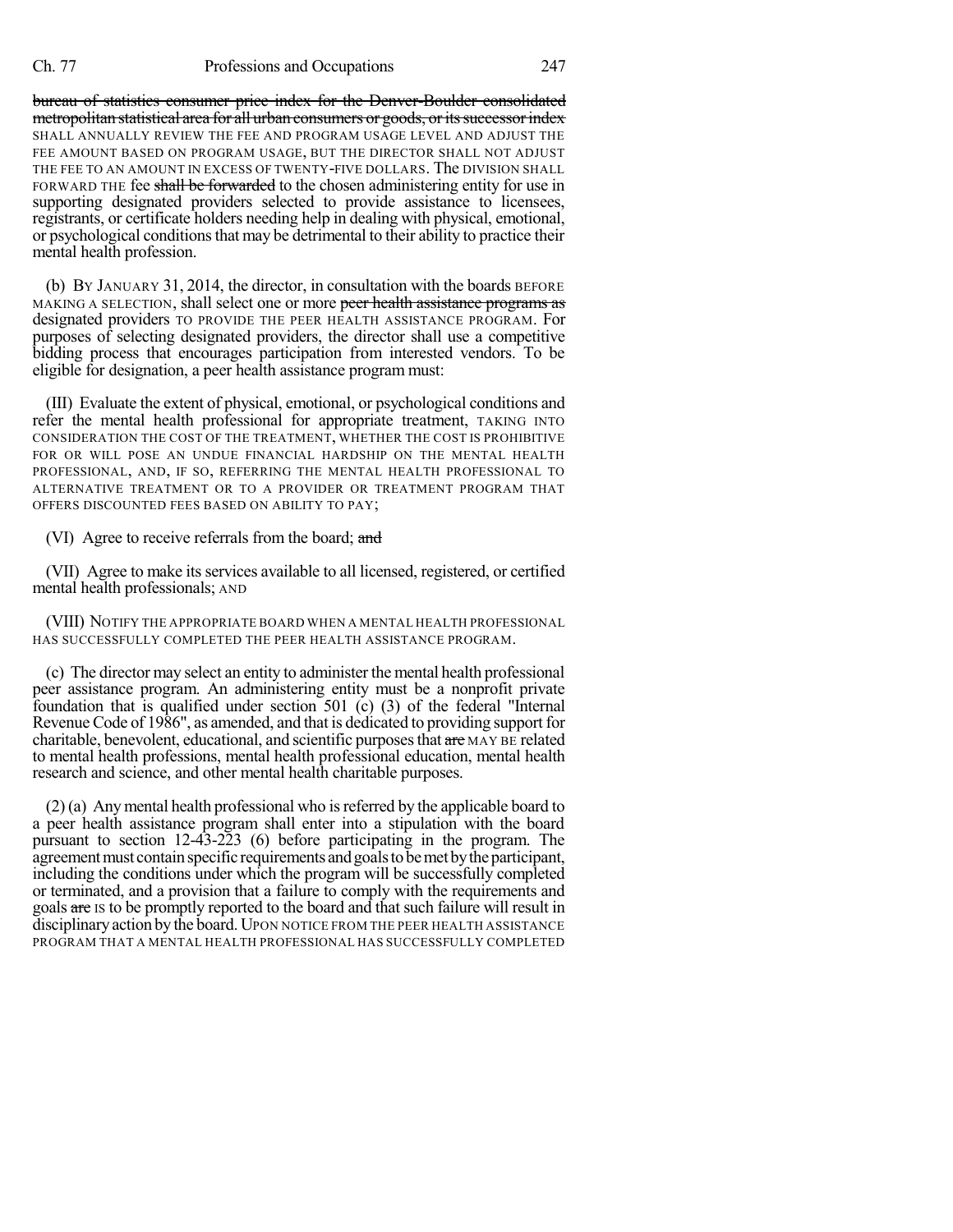~~bureau of statistics consumer price index for the Denver-Boulder consolidated metropolitan statistical area for all urban consumers or goods, or its successor index~~ SHALL ANNUALLY REVIEW THE FEE AND PROGRAM USAGE LEVEL AND ADJUST THE FEE AMOUNT BASED ON PROGRAM USAGE, BUT THE DIRECTOR SHALL NOT ADJUST THE FEE TO AN AMOUNT IN EXCESS OF TWENTY-FIVE DOLLARS. The DIVISION SHALL FORWARD THE fee ~~shall be forwarded~~ to the chosen administering entity for use in supporting designated providers selected to provide assistance to licensees, registrants, or certificate holders needing help in dealing with physical, emotional, or psychological conditions that may be detrimental to their ability to practice their mental health profession.

(b) BY JANUARY 31, 2014, the director, in consultation with the boards BEFORE MAKING A SELECTION, shall select one or more ~~peer health assistance programs as~~ designated providers TO PROVIDE THE PEER HEALTH ASSISTANCE PROGRAM. For purposes of selecting designated providers, the director shall use a competitive bidding process that encourages participation from interested vendors. To be eligible for designation, a peer health assistance program must:

(III) Evaluate the extent of physical, emotional, or psychological conditions and refer the mental health professional for appropriate treatment, TAKING INTO CONSIDERATION THE COST OF THE TREATMENT, WHETHER THE COST IS PROHIBITIVE FOR OR WILL POSE AN UNDUE FINANCIAL HARDSHIP ON THE MENTAL HEALTH PROFESSIONAL, AND, IF SO, REFERRING THE MENTAL HEALTH PROFESSIONAL TO ALTERNATIVE TREATMENT OR TO A PROVIDER OR TREATMENT PROGRAM THAT OFFERS DISCOUNTED FEES BASED ON ABILITY TO PAY;

(VI) Agree to receive referrals from the board; ~~and~~

(VII) Agree to make its services available to all licensed, registered, or certified mental health professionals; AND

(VIII) NOTIFY THE APPROPRIATE BOARD WHEN A MENTAL HEALTH PROFESSIONAL HAS SUCCESSFULLY COMPLETED THE PEER HEALTH ASSISTANCE PROGRAM.

(c) The director may select an entity to administer the mental health professional peer assistance program. An administering entity must be a nonprofit private foundation that is qualified under section 501 (c) (3) of the federal "Internal Revenue Code of 1986", as amended, and that is dedicated to providing support for charitable, benevolent, educational, and scientific purposes that ~~are~~ MAY BE related to mental health professions, mental health professional education, mental health research and science, and other mental health charitable purposes.

(2) (a) Any mental health professional who is referred by the applicable board to a peer health assistance program shall enter into a stipulation with the board pursuant to section 12-43-223 (6) before participating in the program. The agreement must contain specific requirements and goals to be met by the participant, including the conditions under which the program will be successfully completed or terminated, and a provision that a failure to comply with the requirements and goals ~~are~~ IS to be promptly reported to the board and that such failure will result in disciplinary action by the board. UPON NOTICE FROM THE PEER HEALTH ASSISTANCE PROGRAM THAT A MENTAL HEALTH PROFESSIONAL HAS SUCCESSFULLY COMPLETED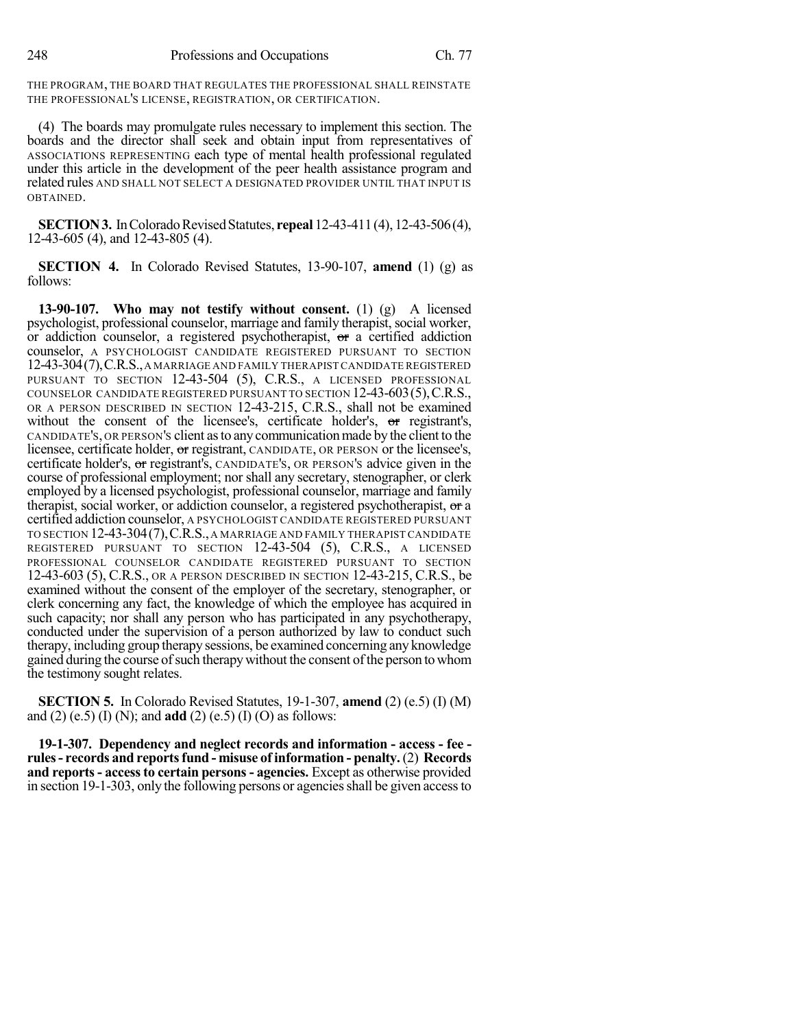THE PROGRAM, THE BOARD THAT REGULATES THE PROFESSIONAL SHALL REINSTATE THE PROFESSIONAL'S LICENSE, REGISTRATION, OR CERTIFICATION.

(4) The boards may promulgate rules necessary to implement this section. The boards and the director shall seek and obtain input from representatives of ASSOCIATIONS REPRESENTING each type of mental health professional regulated under this article in the development of the peer health assistance program and related rules AND SHALL NOT SELECT A DESIGNATED PROVIDER UNTIL THAT INPUT IS OBTAINED.

**SECTION 3.** In Colorado Revised Statutes, **repeal** 12-43-411 (4), 12-43-506 (4), 12-43-605 (4), and 12-43-805 (4).

**SECTION 4.** In Colorado Revised Statutes, 13-90-107, **amend** (1) (g) as follows:

**13-90-107. Who may not testify without consent.** (1) (g) A licensed psychologist, professional counselor, marriage and family therapist, social worker, or addiction counselor, a registered psychotherapist, ~~or~~ a certified addiction counselor, A PSYCHOLOGIST CANDIDATE REGISTERED PURSUANT TO SECTION 12-43-304 (7), C.R.S., A MARRIAGE AND FAMILY THERAPIST CANDIDATE REGISTERED PURSUANT TO SECTION 12-43-504 (5), C.R.S., A LICENSED PROFESSIONAL COUNSELOR CANDIDATE REGISTERED PURSUANT TO SECTION 12-43-603 (5), C.R.S., OR A PERSON DESCRIBED IN SECTION 12-43-215, C.R.S., shall not be examined without the consent of the licensee's, certificate holder's, ~~or~~ registrant's, CANDIDATE'S, OR PERSON'S client as to any communication made by the client to the licensee, certificate holder, ~~or~~ registrant, CANDIDATE, OR PERSON or the licensee's, certificate holder's, ~~or~~ registrant's, CANDIDATE'S, OR PERSON'S advice given in the course of professional employment; nor shall any secretary, stenographer, or clerk employed by a licensed psychologist, professional counselor, marriage and family therapist, social worker, or addiction counselor, a registered psychotherapist, ~~or~~ a certified addiction counselor, A PSYCHOLOGIST CANDIDATE REGISTERED PURSUANT TO SECTION 12-43-304 (7), C.R.S., A MARRIAGE AND FAMILY THERAPIST CANDIDATE REGISTERED PURSUANT TO SECTION 12-43-504 (5), C.R.S., A LICENSED PROFESSIONAL COUNSELOR CANDIDATE REGISTERED PURSUANT TO SECTION 12-43-603 (5), C.R.S., OR A PERSON DESCRIBED IN SECTION 12-43-215, C.R.S., be examined without the consent of the employer of the secretary, stenographer, or clerk concerning any fact, the knowledge of which the employee has acquired in such capacity; nor shall any person who has participated in any psychotherapy, conducted under the supervision of a person authorized by law to conduct such therapy, including group therapy sessions, be examined concerning any knowledge gained during the course of such therapy without the consent of the person to whom the testimony sought relates.

**SECTION 5.** In Colorado Revised Statutes, 19-1-307, **amend** (2) (e.5) (I) (M) and (2) (e.5) (I) (N); and **add** (2) (e.5) (I) (O) as follows:

**19-1-307. Dependency and neglect records and information - access - fee - rules - records and reports fund - misuse of information - penalty.** (2) **Records and reports - access to certain persons - agencies.** Except as otherwise provided in section 19-1-303, only the following persons or agencies shall be given access to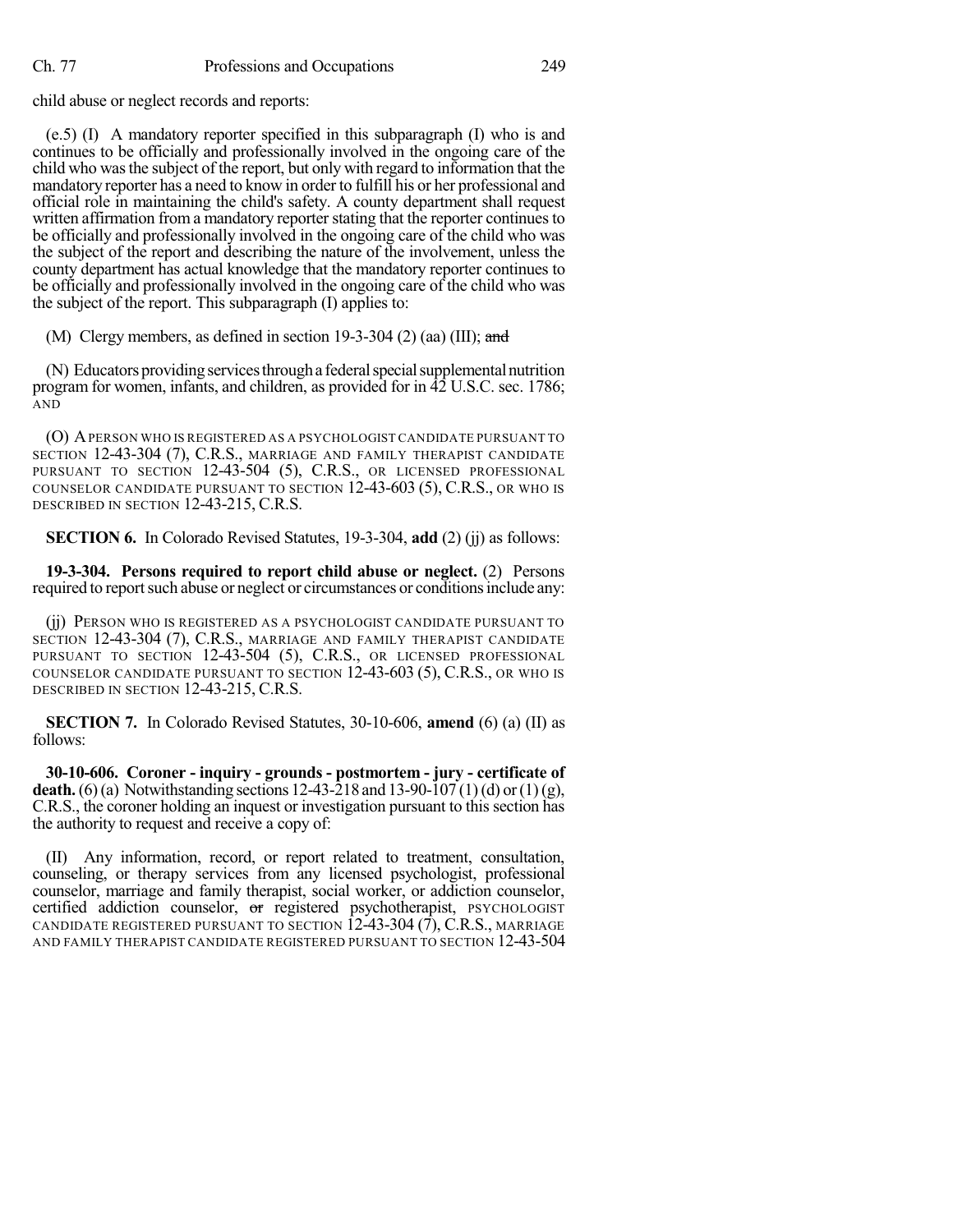child abuse or neglect records and reports:

(e.5) (I) A mandatory reporter specified in this subparagraph (I) who is and continues to be officially and professionally involved in the ongoing care of the child who was the subject of the report, but only with regard to information that the mandatory reporter has a need to know in order to fulfill his or her professional and official role in maintaining the child's safety. A county department shall request written affirmation from a mandatory reporter stating that the reporter continues to be officially and professionally involved in the ongoing care of the child who was the subject of the report and describing the nature of the involvement, unless the county department has actual knowledge that the mandatory reporter continues to be officially and professionally involved in the ongoing care of the child who was the subject of the report. This subparagraph (I) applies to:

(M) Clergy members, as defined in section 19-3-304 (2) (aa) (III); ~~and~~

(N) Educators providing services through a federal special supplemental nutrition program for women, infants, and children, as provided for in 42 U.S.C. sec. 1786; AND

(O) A PERSON WHO IS REGISTERED AS A PSYCHOLOGIST CANDIDATE PURSUANT TO SECTION 12-43-304 (7), C.R.S., MARRIAGE AND FAMILY THERAPIST CANDIDATE PURSUANT TO SECTION 12-43-504 (5), C.R.S., OR LICENSED PROFESSIONAL COUNSELOR CANDIDATE PURSUANT TO SECTION 12-43-603 (5), C.R.S., OR WHO IS DESCRIBED IN SECTION 12-43-215, C.R.S.

**SECTION 6.** In Colorado Revised Statutes, 19-3-304, **add** (2) (jj) as follows:

**19-3-304. Persons required to report child abuse or neglect.** (2) Persons required to report such abuse or neglect or circumstances or conditions include any:

(jj) PERSON WHO IS REGISTERED AS A PSYCHOLOGIST CANDIDATE PURSUANT TO SECTION 12-43-304 (7), C.R.S., MARRIAGE AND FAMILY THERAPIST CANDIDATE PURSUANT TO SECTION 12-43-504 (5), C.R.S., OR LICENSED PROFESSIONAL COUNSELOR CANDIDATE PURSUANT TO SECTION 12-43-603 (5), C.R.S., OR WHO IS DESCRIBED IN SECTION 12-43-215, C.R.S.

**SECTION 7.** In Colorado Revised Statutes, 30-10-606, **amend** (6) (a) (II) as follows:

**30-10-606. Coroner - inquiry - grounds - postmortem - jury - certificate of death.** (6) (a) Notwithstanding sections 12-43-218 and 13-90-107 (1) (d) or (1) (g), C.R.S., the coroner holding an inquest or investigation pursuant to this section has the authority to request and receive a copy of:

(II) Any information, record, or report related to treatment, consultation, counseling, or therapy services from any licensed psychologist, professional counselor, marriage and family therapist, social worker, or addiction counselor, certified addiction counselor, ~~or~~ registered psychotherapist, PSYCHOLOGIST CANDIDATE REGISTERED PURSUANT TO SECTION 12-43-304 (7), C.R.S., MARRIAGE AND FAMILY THERAPIST CANDIDATE REGISTERED PURSUANT TO SECTION 12-43-504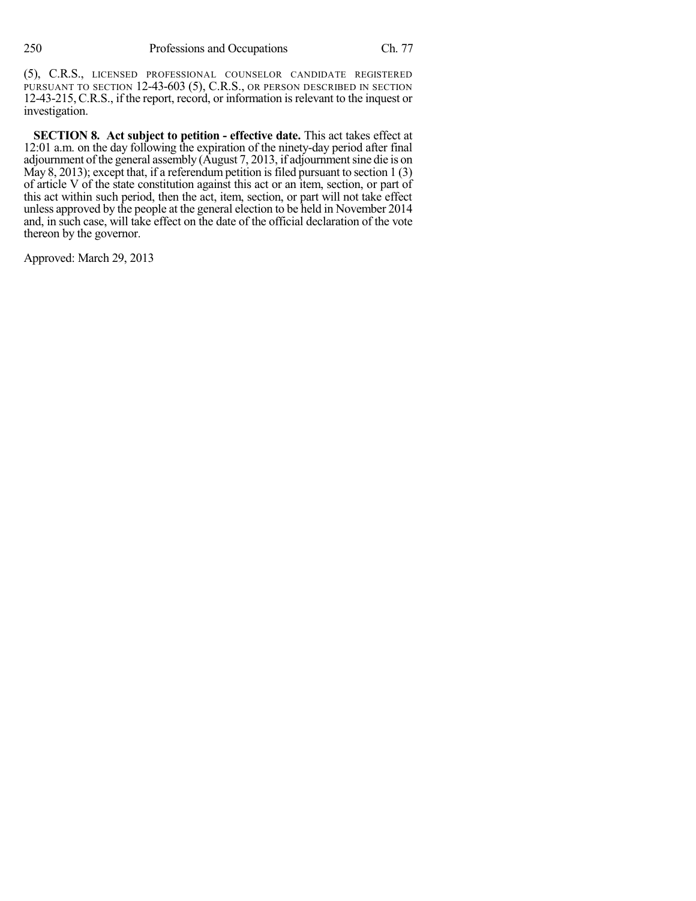(5), C.R.S., LICENSED PROFESSIONAL COUNSELOR CANDIDATE REGISTERED PURSUANT TO SECTION 12-43-603 (5), C.R.S., OR PERSON DESCRIBED IN SECTION 12-43-215, C.R.S., if the report, record, or information is relevant to the inquest or investigation.

**SECTION 8. Act subject to petition - effective date.** This act takes effect at 12:01 a.m. on the day following the expiration of the ninety-day period after final adjournment of the general assembly (August 7, 2013, if adjournment sine die is on May 8, 2013); except that, if a referendum petition is filed pursuant to section 1 (3) of article V of the state constitution against this act or an item, section, or part of this act within such period, then the act, item, section, or part will not take effect unless approved by the people at the general election to be held in November 2014 and, in such case, will take effect on the date of the official declaration of the vote thereon by the governor.

Approved: March 29, 2013